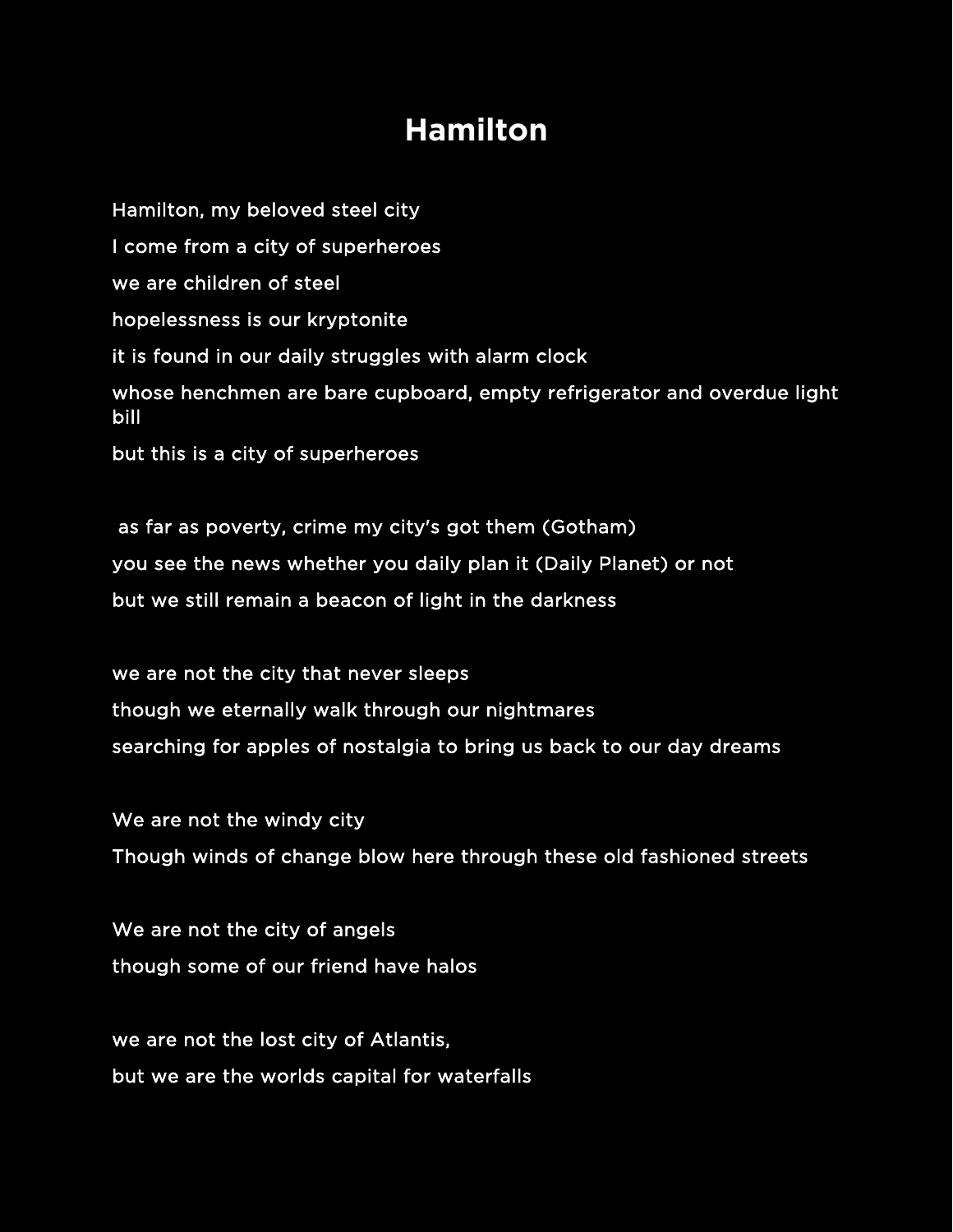# Hamilton

Hamilton, my beloved steel city

I come from a city of superheroes

we are children of steel

hopelessness is our kryptonite

it is found in our daily struggles with alarm clock

whose henchmen are bare cupboard, empty refrigerator and overdue light bill

but this is a city of superheroes

as far as poverty, crime my city's got them (Gotham)

you see the news whether you daily plan it (Daily Planet) or not

but we still remain a beacon of light in the darkness

we are not the city that never sleeps

though we eternally walk through our nightmares

searching for apples of nostalgia to bring us back to our day dreams

We are not the windy city

Though winds of change blow here through these old fashioned streets

We are not the city of angels

though some of our friend have halos

we are not the lost city of Atlantis,

but we are the worlds capital for waterfalls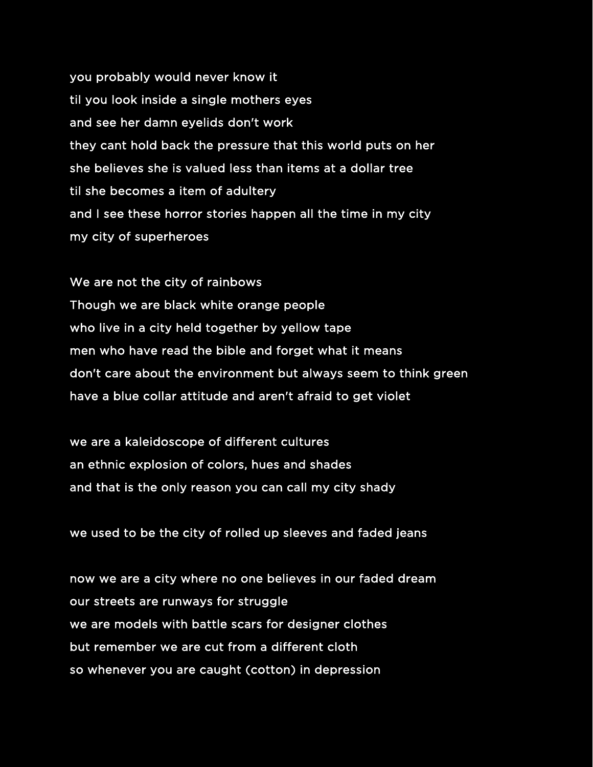you probably would never know it  
til you look inside a single mothers eyes  
and see her damn eyelids don't work  
they cant hold back the pressure that this world puts on her  
she believes she is valued less than items at a dollar tree  
til she becomes a item of adultery  
and I see these horror stories happen all the time in my city  
my city of superheroes

We are not the city of rainbows  
Though we are black white orange people  
who live in a city held together by yellow tape  
men who have read the bible and forget what it means  
don't care about the environment but always seem to think green  
have a blue collar attitude and aren't afraid to get violet

we are a kaleidoscope of different cultures  
an ethnic explosion of colors, hues and shades  
and that is the only reason you can call my city shady

we used to be the city of rolled up sleeves and faded jeans

now we are a city where no one believes in our faded dream  
our streets are runways for struggle  
we are models with battle scars for designer clothes  
but remember we are cut from a different cloth  
so whenever you are caught (cotton) in depression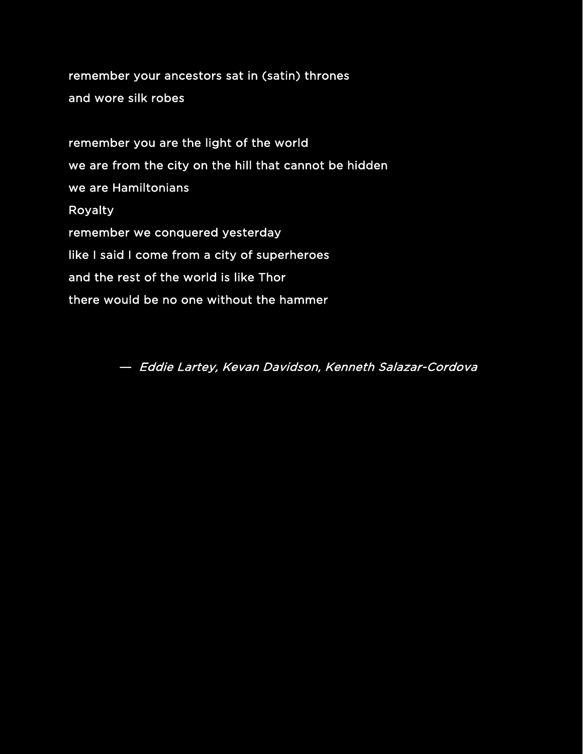remember your ancestors sat in (satin) thrones
and wore silk robes

remember you are the light of the world
we are from the city on the hill that cannot be hidden
we are Hamiltonians
Royalty
remember we conquered yesterday
like I said I come from a city of superheroes
and the rest of the world is like Thor
there would be no one without the hammer

— *Eddie Lartey, Kevan Davidson, Kenneth Salazar-Cordova*